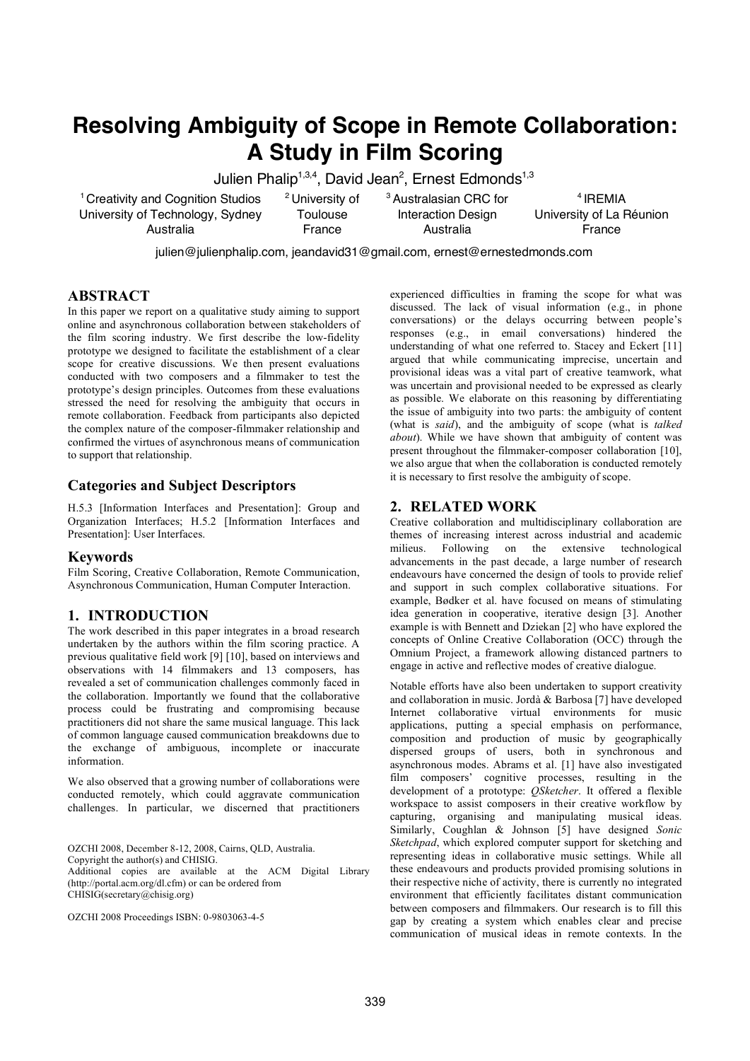# Resolving Ambiguity of Scope in Remote Collaboration: A Study in Film Scoring

Julien Phalip[1,3,4], David Jean[2], Ernest Edmonds[1,3]

[1] Creativity and Cognition Studios, University of Technology, Sydney, Australia
[2] University of Toulouse, France
[3] Australasian CRC for Interaction Design, Australia
[4] IREMIA, University of La Réunion, France

julien@julienphalip.com, jeandavid31@gmail.com, ernest@ernestedmonds.com

## ABSTRACT

In this paper we report on a qualitative study aiming to support online and asynchronous collaboration between stakeholders of the film scoring industry. We first describe the low-fidelity prototype we designed to facilitate the establishment of a clear scope for creative discussions. We then present evaluations conducted with two composers and a filmmaker to test the prototype's design principles. Outcomes from these evaluations stressed the need for resolving the ambiguity that occurs in remote collaboration. Feedback from participants also depicted the complex nature of the composer-filmmaker relationship and confirmed the virtues of asynchronous means of communication to support that relationship.

## Categories and Subject Descriptors

H.5.3 [Information Interfaces and Presentation]: Group and Organization Interfaces; H.5.2 [Information Interfaces and Presentation]: User Interfaces.

## Keywords

Film Scoring, Creative Collaboration, Remote Communication, Asynchronous Communication, Human Computer Interaction.

## 1. INTRODUCTION

The work described in this paper integrates in a broad research undertaken by the authors within the film scoring practice. A previous qualitative field work [9] [10], based on interviews and observations with 14 filmmakers and 13 composers, has revealed a set of communication challenges commonly faced in the collaboration. Importantly we found that the collaborative process could be frustrating and compromising because practitioners did not share the same musical language. This lack of common language caused communication breakdowns due to the exchange of ambiguous, incomplete or inaccurate information.

We also observed that a growing number of collaborations were conducted remotely, which could aggravate communication challenges. In particular, we discerned that practitioners experienced difficulties in framing the scope for what was discussed. The lack of visual information (e.g., in phone conversations) or the delays occurring between people's responses (e.g., in email conversations) hindered the understanding of what one referred to. Stacey and Eckert [11] argued that while communicating imprecise, uncertain and provisional ideas was a vital part of creative teamwork, what was uncertain and provisional needed to be expressed as clearly as possible. We elaborate on this reasoning by differentiating the issue of ambiguity into two parts: the ambiguity of content (what is *said*), and the ambiguity of scope (what is *talked about*). While we have shown that ambiguity of content was present throughout the filmmaker-composer collaboration [10], we also argue that when the collaboration is conducted remotely it is necessary to first resolve the ambiguity of scope.

OZCHI 2008, December 8-12, 2008, Cairns, QLD, Australia.
Copyright the author(s) and CHISIG.
Additional copies are available at the ACM Digital Library (http://portal.acm.org/dl.cfm) or can be ordered from CHISIG(secretary@chisig.org)

OZCHI 2008 Proceedings ISBN: 0-9803063-4-5

## 2. RELATED WORK

Creative collaboration and multidisciplinary collaboration are themes of increasing interest across industrial and academic milieus. Following on the extensive technological advancements in the past decade, a large number of research endeavours have concerned the design of tools to provide relief and support in such complex collaborative situations. For example, Bødker et al. have focused on means of stimulating idea generation in cooperative, iterative design [3]. Another example is with Bennett and Dziekan [2] who have explored the concepts of Online Creative Collaboration (OCC) through the Omnium Project, a framework allowing distanced partners to engage in active and reflective modes of creative dialogue.

Notable efforts have also been undertaken to support creativity and collaboration in music. Jordà & Barbosa [7] have developed Internet collaborative virtual environments for music applications, putting a special emphasis on performance, composition and production of music by geographically dispersed groups of users, both in synchronous and asynchronous modes. Abrams et al. [1] have also investigated film composers' cognitive processes, resulting in the development of a prototype: *QSketcher*. It offered a flexible workspace to assist composers in their creative workflow by capturing, organising and manipulating musical ideas. Similarly, Coughlan & Johnson [5] have designed *Sonic Sketchpad*, which explored computer support for sketching and representing ideas in collaborative music settings. While all these endeavours and products provided promising solutions in their respective niche of activity, there is currently no integrated environment that efficiently facilitates distant communication between composers and filmmakers. Our research is to fill this gap by creating a system which enables clear and precise communication of musical ideas in remote contexts. In the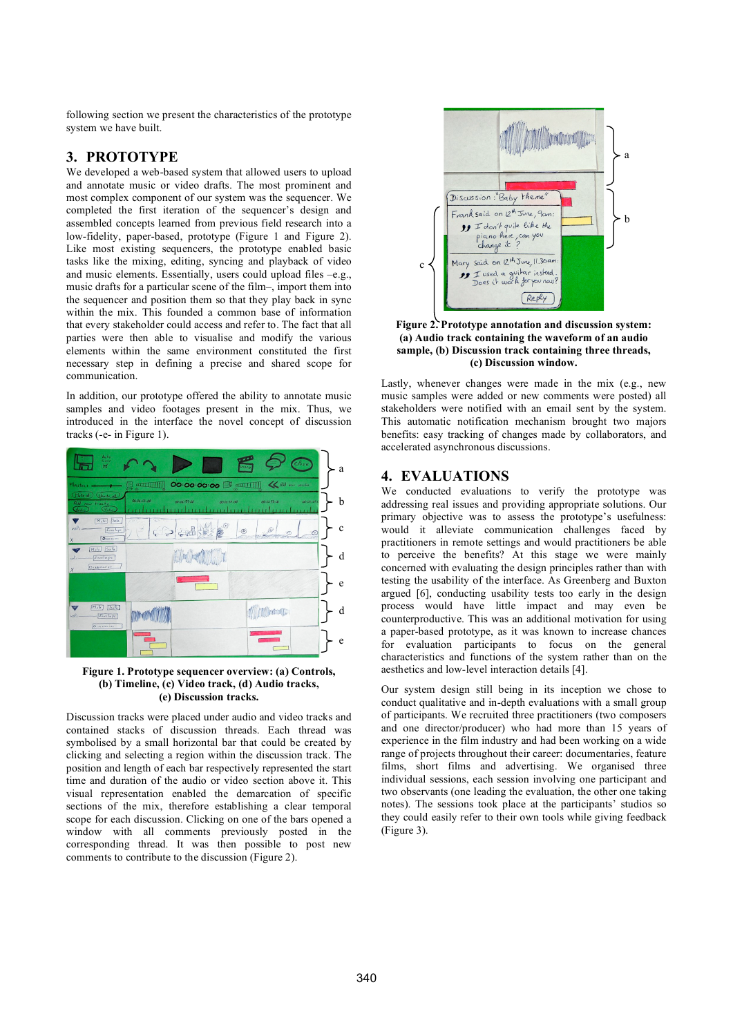following section we present the characteristics of the prototype system we have built.

## 3. PROTOTYPE

We developed a web-based system that allowed users to upload and annotate music or video drafts. The most prominent and most complex component of our system was the sequencer. We completed the first iteration of the sequencer's design and assembled concepts learned from previous field research into a low-fidelity, paper-based, prototype (Figure 1 and Figure 2). Like most existing sequencers, the prototype enabled basic tasks like the mixing, editing, syncing and playback of video and music elements. Essentially, users could upload files –e.g., music drafts for a particular scene of the film–, import them into the sequencer and position them so that they play back in sync within the mix. This founded a common base of information that every stakeholder could access and refer to. The fact that all parties were then able to visualise and modify the various elements within the same environment constituted the first necessary step in defining a precise and shared scope for communication.

In addition, our prototype offered the ability to annotate music samples and video footages present in the mix. Thus, we introduced in the interface the novel concept of discussion tracks (-e- in Figure 1).

**Figure 1. Prototype sequencer overview: (a) Controls, (b) Timeline, (c) Video track, (d) Audio tracks, (e) Discussion tracks.**

Discussion tracks were placed under audio and video tracks and contained stacks of discussion threads. Each thread was symbolised by a small horizontal bar that could be created by clicking and selecting a region within the discussion track. The position and length of each bar respectively represented the start time and duration of the audio or video section above it. This visual representation enabled the demarcation of specific sections of the mix, therefore establishing a clear temporal scope for each discussion. Clicking on one of the bars opened a window with all comments previously posted in the corresponding thread. It was then possible to post new comments to contribute to the discussion (Figure 2).

**Figure 2. Prototype annotation and discussion system: (a) Audio track containing the waveform of an audio sample, (b) Discussion track containing three threads, (c) Discussion window.**

Lastly, whenever changes were made in the mix (e.g., new music samples were added or new comments were posted) all stakeholders were notified with an email sent by the system. This automatic notification mechanism brought two majors benefits: easy tracking of changes made by collaborators, and accelerated asynchronous discussions.

## 4. EVALUATIONS

We conducted evaluations to verify the prototype was addressing real issues and providing appropriate solutions. Our primary objective was to assess the prototype's usefulness: would it alleviate communication challenges faced by practitioners in remote settings and would practitioners be able to perceive the benefits? At this stage we were mainly concerned with evaluating the design principles rather than with testing the usability of the interface. As Greenberg and Buxton argued [6], conducting usability tests too early in the design process would have little impact and may even be counterproductive. This was an additional motivation for using a paper-based prototype, as it was known to increase chances for evaluation participants to focus on the general characteristics and functions of the system rather than on the aesthetics and low-level interaction details [4].

Our system design still being in its inception we chose to conduct qualitative and in-depth evaluations with a small group of participants. We recruited three practitioners (two composers and one director/producer) who had more than 15 years of experience in the film industry and had been working on a wide range of projects throughout their career: documentaries, feature films, short films and advertising. We organised three individual sessions, each session involving one participant and two observants (one leading the evaluation, the other one taking notes). The sessions took place at the participants' studios so they could easily refer to their own tools while giving feedback (Figure 3).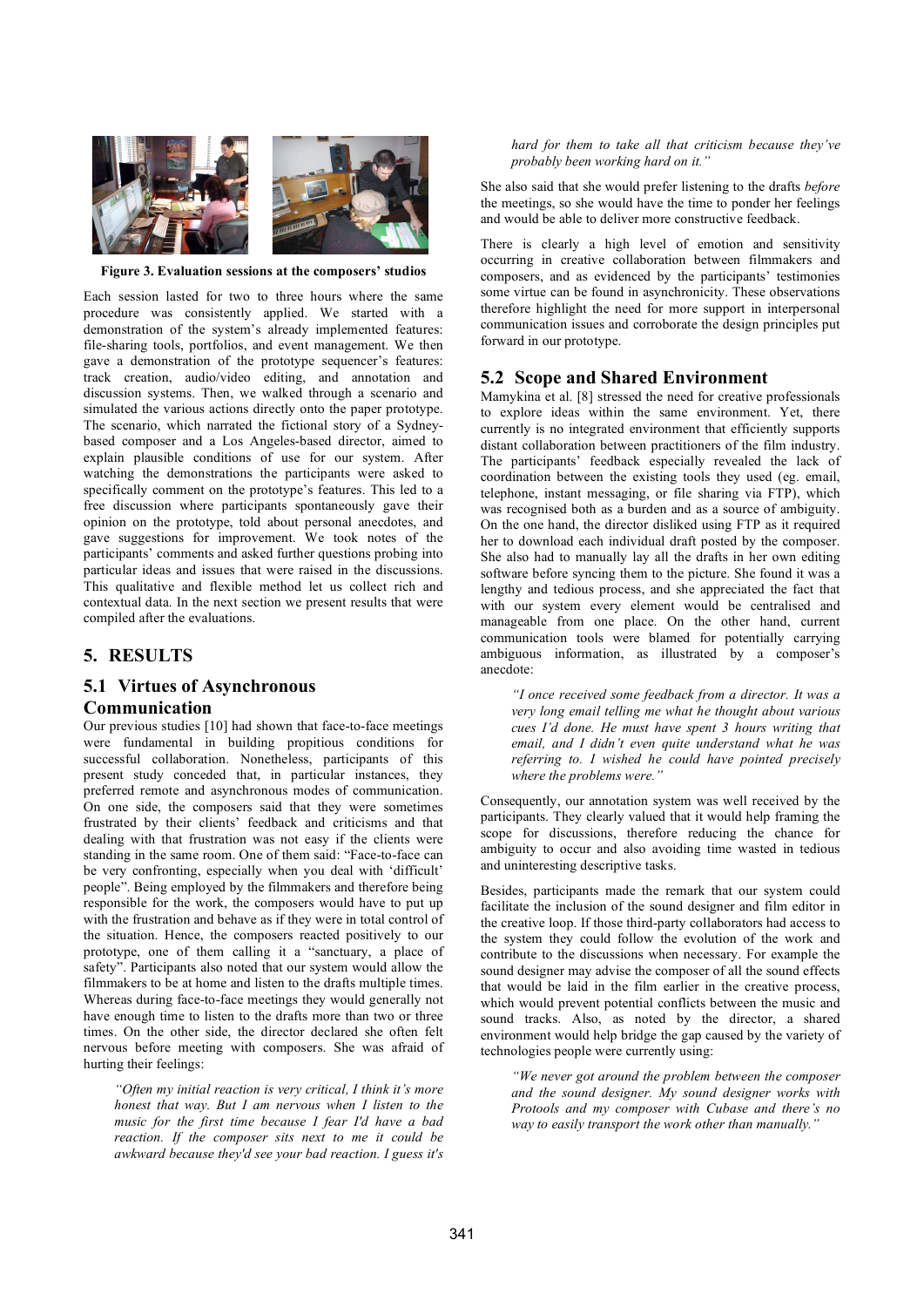**Figure 3. Evaluation sessions at the composers' studios**

Each session lasted for two to three hours where the same procedure was consistently applied. We started with a demonstration of the system's already implemented features: file-sharing tools, portfolios, and event management. We then gave a demonstration of the prototype sequencer's features: track creation, audio/video editing, and annotation and discussion systems. Then, we walked through a scenario and simulated the various actions directly onto the paper prototype. The scenario, which narrated the fictional story of a Sydney-based composer and a Los Angeles-based director, aimed to explain plausible conditions of use for our system. After watching the demonstrations the participants were asked to specifically comment on the prototype's features. This led to a free discussion where participants spontaneously gave their opinion on the prototype, told about personal anecdotes, and gave suggestions for improvement. We took notes of the participants' comments and asked further questions probing into particular ideas and issues that were raised in the discussions. This qualitative and flexible method let us collect rich and contextual data. In the next section we present results that were compiled after the evaluations.

## 5. RESULTS

### 5.1 Virtues of Asynchronous Communication

Our previous studies [10] had shown that face-to-face meetings were fundamental in building propitious conditions for successful collaboration. Nonetheless, participants of this present study conceded that, in particular instances, they preferred remote and asynchronous modes of communication. On one side, the composers said that they were sometimes frustrated by their clients' feedback and criticisms and that dealing with that frustration was not easy if the clients were standing in the same room. One of them said: "Face-to-face can be very confronting, especially when you deal with 'difficult' people". Being employed by the filmmakers and therefore being responsible for the work, the composers would have to put up with the frustration and behave as if they were in total control of the situation. Hence, the composers reacted positively to our prototype, one of them calling it a "sanctuary, a place of safety". Participants also noted that our system would allow the filmmakers to be at home and listen to the drafts multiple times. Whereas during face-to-face meetings they would generally not have enough time to listen to the drafts more than two or three times. On the other side, the director declared she often felt nervous before meeting with composers. She was afraid of hurting their feelings:

> *"Often my initial reaction is very critical, I think it's more honest that way. But I am nervous when I listen to the music for the first time because I fear I'd have a bad reaction. If the composer sits next to me it could be awkward because they'd see your bad reaction. I guess it's hard for them to take all that criticism because they've probably been working hard on it."*

She also said that she would prefer listening to the drafts *before* the meetings, so she would have the time to ponder her feelings and would be able to deliver more constructive feedback.

There is clearly a high level of emotion and sensitivity occurring in creative collaboration between filmmakers and composers, and as evidenced by the participants' testimonies some virtue can be found in asynchronicity. These observations therefore highlight the need for more support in interpersonal communication issues and corroborate the design principles put forward in our prototype.

### 5.2 Scope and Shared Environment

Mamykina et al. [8] stressed the need for creative professionals to explore ideas within the same environment. Yet, there currently is no integrated environment that efficiently supports distant collaboration between practitioners of the film industry. The participants' feedback especially revealed the lack of coordination between the existing tools they used (eg. email, telephone, instant messaging, or file sharing via FTP), which was recognised both as a burden and as a source of ambiguity. On the one hand, the director disliked using FTP as it required her to download each individual draft posted by the composer. She also had to manually lay all the drafts in her own editing software before syncing them to the picture. She found it was a lengthy and tedious process, and she appreciated the fact that with our system every element would be centralised and manageable from one place. On the other hand, current communication tools were blamed for potentially carrying ambiguous information, as illustrated by a composer's anecdote:

> *"I once received some feedback from a director. It was a very long email telling me what he thought about various cues I'd done. He must have spent 3 hours writing that email, and I didn't even quite understand what he was referring to. I wished he could have pointed precisely where the problems were."*

Consequently, our annotation system was well received by the participants. They clearly valued that it would help framing the scope for discussions, therefore reducing the chance for ambiguity to occur and also avoiding time wasted in tedious and uninteresting descriptive tasks.

Besides, participants made the remark that our system could facilitate the inclusion of the sound designer and film editor in the creative loop. If those third-party collaborators had access to the system they could follow the evolution of the work and contribute to the discussions when necessary. For example the sound designer may advise the composer of all the sound effects that would be laid in the film earlier in the creative process, which would prevent potential conflicts between the music and sound tracks. Also, as noted by the director, a shared environment would help bridge the gap caused by the variety of technologies people were currently using:

> *"We never got around the problem between the composer and the sound designer. My sound designer works with Protools and my composer with Cubase and there's no way to easily transport the work other than manually."*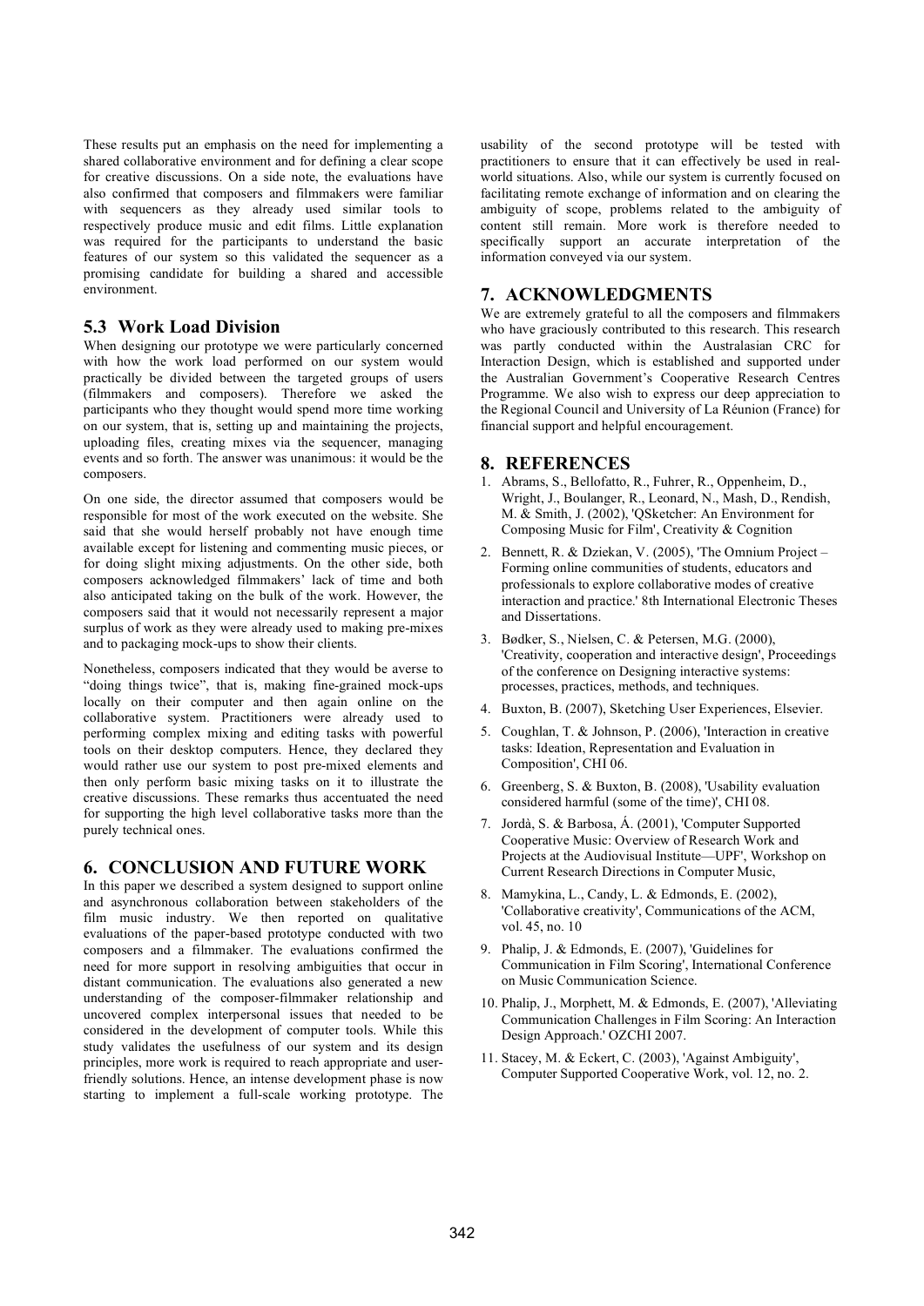These results put an emphasis on the need for implementing a shared collaborative environment and for defining a clear scope for creative discussions. On a side note, the evaluations have also confirmed that composers and filmmakers were familiar with sequencers as they already used similar tools to respectively produce music and edit films. Little explanation was required for the participants to understand the basic features of our system so this validated the sequencer as a promising candidate for building a shared and accessible environment.

### 5.3 Work Load Division

When designing our prototype we were particularly concerned with how the work load performed on our system would practically be divided between the targeted groups of users (filmmakers and composers). Therefore we asked the participants who they thought would spend more time working on our system, that is, setting up and maintaining the projects, uploading files, creating mixes via the sequencer, managing events and so forth. The answer was unanimous: it would be the composers.

On one side, the director assumed that composers would be responsible for most of the work executed on the website. She said that she would herself probably not have enough time available except for listening and commenting music pieces, or for doing slight mixing adjustments. On the other side, both composers acknowledged filmmakers' lack of time and both also anticipated taking on the bulk of the work. However, the composers said that it would not necessarily represent a major surplus of work as they were already used to making pre-mixes and to packaging mock-ups to show their clients.

Nonetheless, composers indicated that they would be averse to "doing things twice", that is, making fine-grained mock-ups locally on their computer and then again online on the collaborative system. Practitioners were already used to performing complex mixing and editing tasks with powerful tools on their desktop computers. Hence, they declared they would rather use our system to post pre-mixed elements and then only perform basic mixing tasks on it to illustrate the creative discussions. These remarks thus accentuated the need for supporting the high level collaborative tasks more than the purely technical ones.

## 6. CONCLUSION AND FUTURE WORK

In this paper we described a system designed to support online and asynchronous collaboration between stakeholders of the film music industry. We then reported on qualitative evaluations of the paper-based prototype conducted with two composers and a filmmaker. The evaluations confirmed the need for more support in resolving ambiguities that occur in distant communication. The evaluations also generated a new understanding of the composer-filmmaker relationship and uncovered complex interpersonal issues that needed to be considered in the development of computer tools. While this study validates the usefulness of our system and its design principles, more work is required to reach appropriate and user-friendly solutions. Hence, an intense development phase is now starting to implement a full-scale working prototype. The usability of the second prototype will be tested with practitioners to ensure that it can effectively be used in real-world situations. Also, while our system is currently focused on facilitating remote exchange of information and on clearing the ambiguity of scope, problems related to the ambiguity of content still remain. More work is therefore needed to specifically support an accurate interpretation of the information conveyed via our system.

## 7. ACKNOWLEDGMENTS

We are extremely grateful to all the composers and filmmakers who have graciously contributed to this research. This research was partly conducted within the Australasian CRC for Interaction Design, which is established and supported under the Australian Government's Cooperative Research Centres Programme. We also wish to express our deep appreciation to the Regional Council and University of La Réunion (France) for financial support and helpful encouragement.

## 8. REFERENCES

1. Abrams, S., Bellofatto, R., Fuhrer, R., Oppenheim, D., Wright, J., Boulanger, R., Leonard, N., Mash, D., Rendish, M. & Smith, J. (2002), 'QSketcher: An Environment for Composing Music for Film', Creativity & Cognition
2. Bennett, R. & Dziekan, V. (2005), 'The Omnium Project – Forming online communities of students, educators and professionals to explore collaborative modes of creative interaction and practice.' 8th International Electronic Theses and Dissertations.
3. Bødker, S., Nielsen, C. & Petersen, M.G. (2000), 'Creativity, cooperation and interactive design', Proceedings of the conference on Designing interactive systems: processes, practices, methods, and techniques.
4. Buxton, B. (2007), Sketching User Experiences, Elsevier.
5. Coughlan, T. & Johnson, P. (2006), 'Interaction in creative tasks: Ideation, Representation and Evaluation in Composition', CHI 06.
6. Greenberg, S. & Buxton, B. (2008), 'Usability evaluation considered harmful (some of the time)', CHI 08.
7. Jordà, S. & Barbosa, Á. (2001), 'Computer Supported Cooperative Music: Overview of Research Work and Projects at the Audiovisual Institute—UPF', Workshop on Current Research Directions in Computer Music,
8. Mamykina, L., Candy, L. & Edmonds, E. (2002), 'Collaborative creativity', Communications of the ACM, vol. 45, no. 10
9. Phalip, J. & Edmonds, E. (2007), 'Guidelines for Communication in Film Scoring', International Conference on Music Communication Science.
10. Phalip, J., Morphett, M. & Edmonds, E. (2007), 'Alleviating Communication Challenges in Film Scoring: An Interaction Design Approach.' OZCHI 2007.
11. Stacey, M. & Eckert, C. (2003), 'Against Ambiguity', Computer Supported Cooperative Work, vol. 12, no. 2.